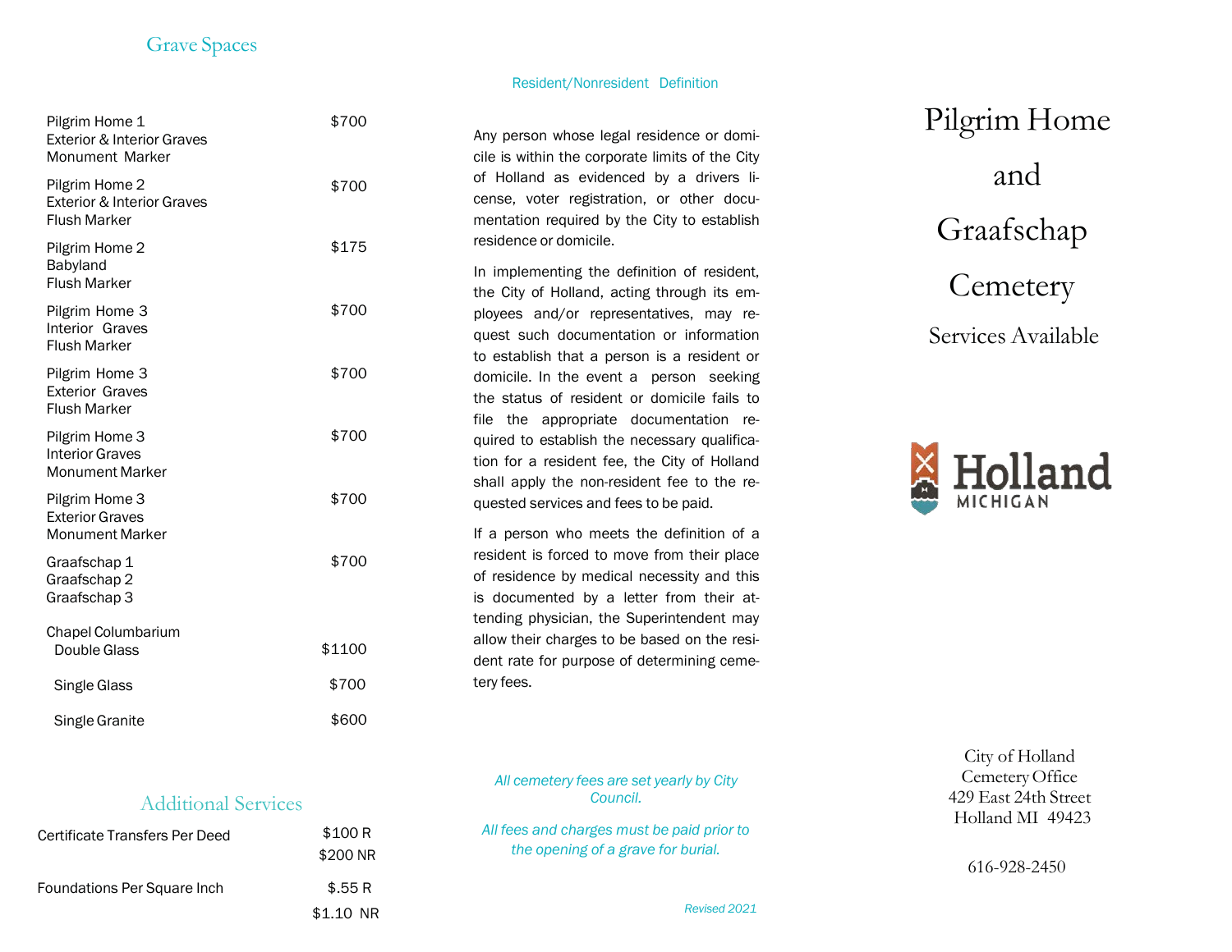## Grave Spaces

| Grave Space | Price |
| --- | --- |
| Pilgrim Home 1<br>Exterior & Interior Graves<br>Monument Marker | $700 |
| Pilgrim Home 2<br>Exterior & Interior Graves<br>Flush Marker | $700 |
| Pilgrim Home 2<br>Babyland<br>Flush Marker | $175 |
| Pilgrim Home 3<br>Interior Graves<br>Flush Marker | $700 |
| Pilgrim Home 3<br>Exterior Graves<br>Flush Marker | $700 |
| Pilgrim Home 3<br>Interior Graves<br>Monument Marker | $700 |
| Pilgrim Home 3<br>Exterior Graves<br>Monument Marker | $700 |
| Graafschap 1<br>Graafschap 2<br>Graafschap 3 | $700 |
| Chapel Columbarium<br>Double Glass | $1100 |
| Single Glass | $700 |
| Single Granite | $600 |

## Additional Services

| Service | Price |
| --- | --- |
| Certificate Transfers Per Deed | $100 R<br>$200 NR |
| Foundations Per Square Inch | $.55 R<br>$1.10 NR |

### Resident/Nonresident Definition

Any person whose legal residence or domicile is within the corporate limits of the City of Holland as evidenced by a drivers license, voter registration, or other documentation required by the City to establish residence or domicile.

In implementing the definition of resident, the City of Holland, acting through its employees and/or representatives, may request such documentation or information to establish that a person is a resident or domicile. In the event a person seeking the status of resident or domicile fails to file the appropriate documentation required to establish the necessary qualification for a resident fee, the City of Holland shall apply the non-resident fee to the requested services and fees to be paid.

If a person who meets the definition of a resident is forced to move from their place of residence by medical necessity and this is documented by a letter from their attending physician, the Superintendent may allow their charges to be based on the resident rate for purpose of determining cemetery fees.

*All cemetery fees are set yearly by City Council.*

*All fees and charges must be paid prior to the opening of a grave for burial.*

*Revised 2021*

# Pilgrim Home and Graafschap Cemetery

## Services Available

Holland MICHIGAN

City of Holland
Cemetery Office
429 East 24th Street
Holland MI 49423

616-928-2450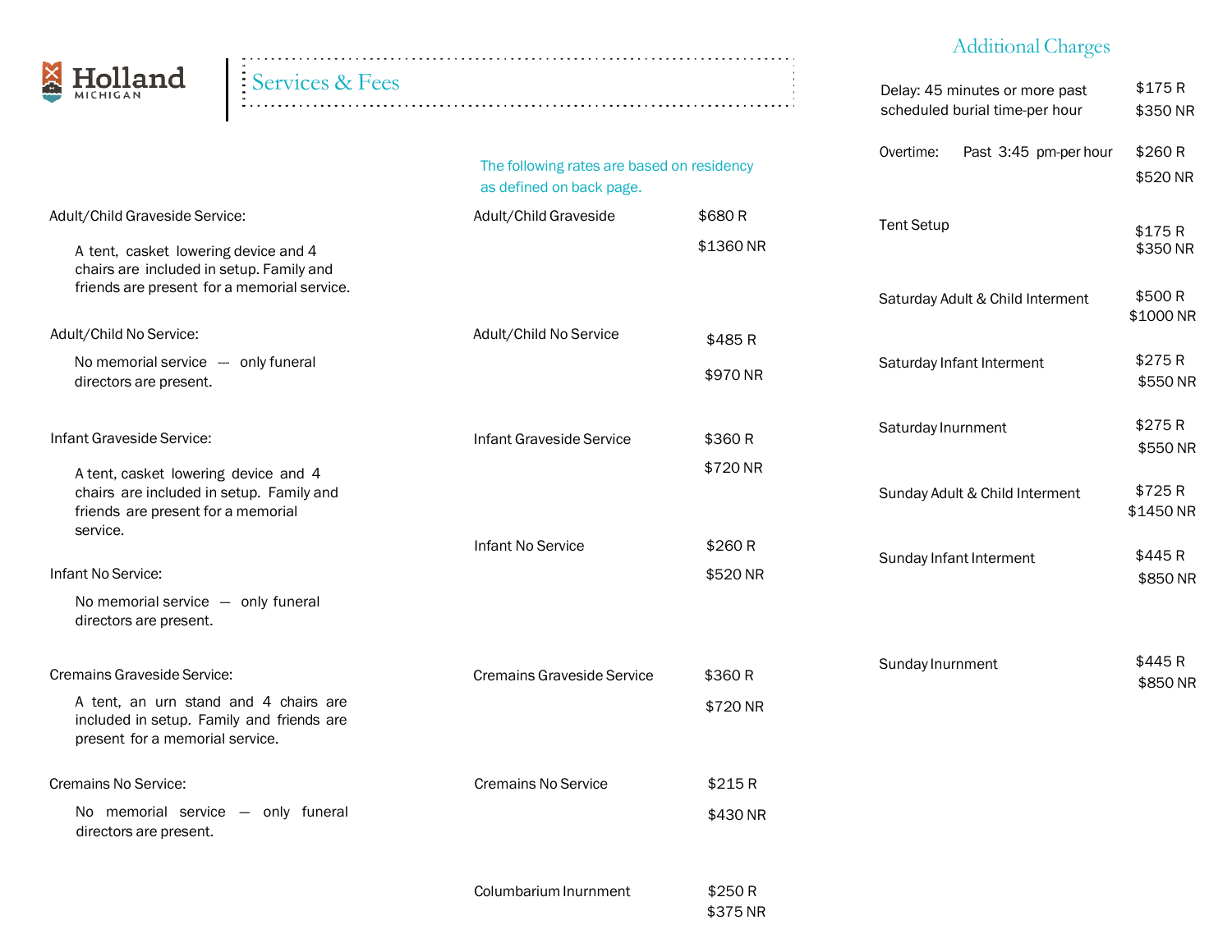Holland
MICHIGAN

# Services & Fees

The following rates are based on residency as defined on back page.

**Adult/Child Graveside Service:**

A tent, casket lowering device and 4 chairs are included in setup. Family and friends are present for a memorial service.

**Adult/Child No Service:**

No memorial service — only funeral directors are present.

**Infant Graveside Service:**

A tent, casket lowering device and 4 chairs are included in setup. Family and friends are present for a memorial service.

**Infant No Service:**

No memorial service — only funeral directors are present.

**Cremains Graveside Service:**

A tent, an urn stand and 4 chairs are included in setup. Family and friends are present for a memorial service.

**Cremains No Service:**

No memorial service — only funeral directors are present.

| Service | R | NR |
|---|---|---|
| Adult/Child Graveside | $680 R | $1360 NR |
| Adult/Child No Service | $485 R | $970 NR |
| Infant Graveside Service | $360 R | $720 NR |
| Infant No Service | $260 R | $520 NR |
| Cremains Graveside Service | $360 R | $720 NR |
| Cremains No Service | $215 R | $430 NR |
| Columbarium Inurnment | $250 R | $375 NR |

## Additional Charges

| Charge | R | NR |
|---|---|---|
| Delay: 45 minutes or more past scheduled burial time-per hour | $175 R | $350 NR |
| Overtime: Past 3:45 pm-per hour | $260 R | $520 NR |
| Tent Setup | $175 R | $350 NR |
| Saturday Adult & Child Interment | $500 R | $1000 NR |
| Saturday Infant Interment | $275 R | $550 NR |
| Saturday Inurnment | $275 R | $550 NR |
| Sunday Adult & Child Interment | $725 R | $1450 NR |
| Sunday Infant Interment | $445 R | $850 NR |
| Sunday Inurnment | $445 R | $850 NR |